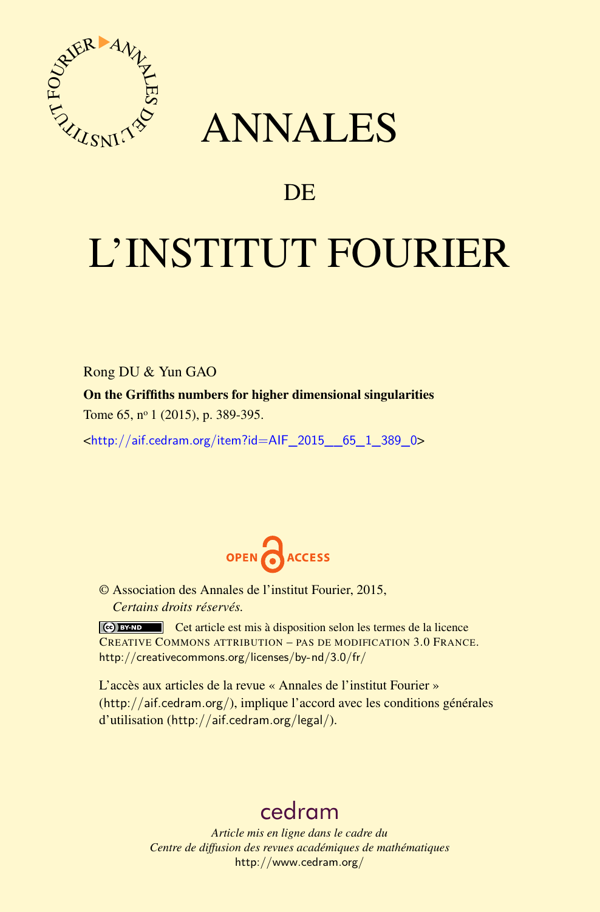# ANNALES

## DE

# L'INSTITUT FOURIER

Rong DU & Yun GAO

**On the Griffiths numbers for higher dimensional singularities**

Tome 65, nº 1 (2015), p. 389-395.

<http://aif.cedram.org/item?id=AIF_2015__65_1_389_0>

OPEN ACCESS

© Association des Annales de l'institut Fourier, 2015,
*Certains droits réservés.*

Cet article est mis à disposition selon les termes de la licence CREATIVE COMMONS ATTRIBUTION – PAS DE MODIFICATION 3.0 FRANCE.
http://creativecommons.org/licenses/by-nd/3.0/fr/

L'accès aux articles de la revue « Annales de l'institut Fourier » (http://aif.cedram.org/), implique l'accord avec les conditions générales d'utilisation (http://aif.cedram.org/legal/).

cedram

*Article mis en ligne dans le cadre du*
*Centre de diffusion des revues académiques de mathématiques*
http://www.cedram.org/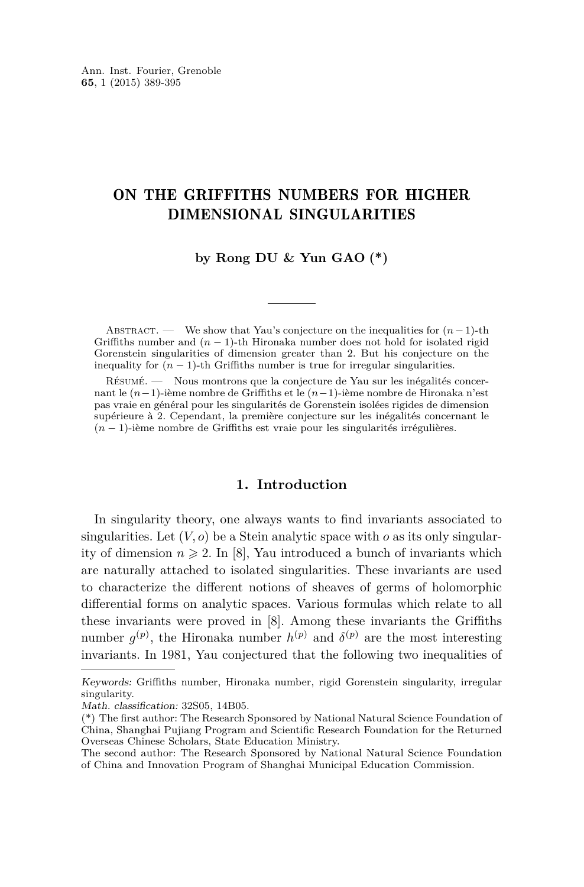# ON THE GRIFFITHS NUMBERS FOR HIGHER DIMENSIONAL SINGULARITIES

**by Rong DU & Yun GAO (\*)**

Abstract. — We show that Yau's conjecture on the inequalities for $(n-1)$-th Griffiths number and $(n-1)$-th Hironaka number does not hold for isolated rigid Gorenstein singularities of dimension greater than 2. But his conjecture on the inequality for $(n-1)$-th Griffiths number is true for irregular singularities.

Résumé. — Nous montrons que la conjecture de Yau sur les inégalités concernant le $(n-1)$-ième nombre de Griffiths et le $(n-1)$-ième nombre de Hironaka n'est pas vraie en général pour les singularités de Gorenstein isolées rigides de dimension supérieure à 2. Cependant, la première conjecture sur les inégalités concernant le $(n-1)$-ième nombre de Griffiths est vraie pour les singularités irrégulières.

## 1. Introduction

In singularity theory, one always wants to find invariants associated to singularities. Let $(V, o)$ be a Stein analytic space with $o$ as its only singularity of dimension $n \geqslant 2$. In [8], Yau introduced a bunch of invariants which are naturally attached to isolated singularities. These invariants are used to characterize the different notions of sheaves of germs of holomorphic differential forms on analytic spaces. Various formulas which relate to all these invariants were proved in [8]. Among these invariants the Griffiths number $g^{(p)}$, the Hironaka number $h^{(p)}$ and $\delta^{(p)}$ are the most interesting invariants. In 1981, Yau conjectured that the following two inequalities of

*Keywords:* Griffiths number, Hironaka number, rigid Gorenstein singularity, irregular singularity.
*Math. classification:* 32S05, 14B05.
(\*) The first author: The Research Sponsored by National Natural Science Foundation of China, Shanghai Pujiang Program and Scientific Research Foundation for the Returned Overseas Chinese Scholars, State Education Ministry.
The second author: The Research Sponsored by National Natural Science Foundation of China and Innovation Program of Shanghai Municipal Education Commission.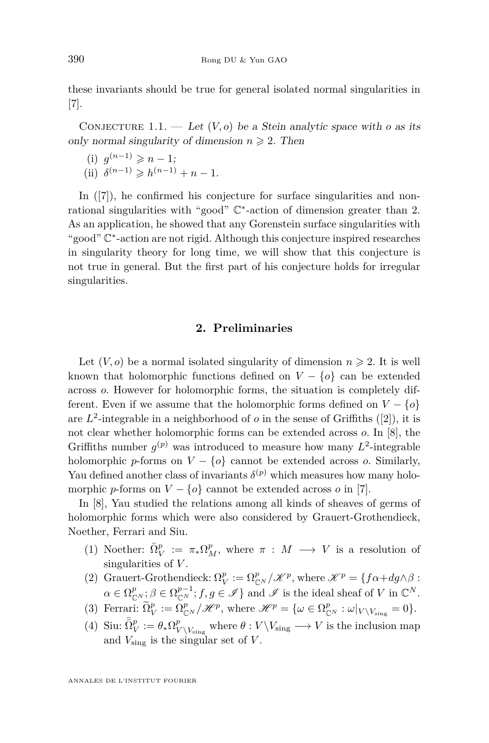these invariants should be true for general isolated normal singularities in [7].

Conjecture 1.1. — *Let $(V, o)$ be a Stein analytic space with $o$ as its only normal singularity of dimension $n \geqslant 2$. Then*

(i) $g^{(n-1)} \geqslant n-1$;

(ii) $\delta^{(n-1)} \geqslant h^{(n-1)} + n - 1$.

In ([7]), he confirmed his conjecture for surface singularities and non-rational singularities with "good" $\mathbb{C}^*$-action of dimension greater than 2. As an application, he showed that any Gorenstein surface singularities with "good" $\mathbb{C}^*$-action are not rigid. Although this conjecture inspired researches in singularity theory for long time, we will show that this conjecture is not true in general. But the first part of his conjecture holds for irregular singularities.

## 2. Preliminaries

Let $(V, o)$ be a normal isolated singularity of dimension $n \geqslant 2$. It is well known that holomorphic functions defined on $V - \{o\}$ can be extended across $o$. However for holomorphic forms, the situation is completely different. Even if we assume that the holomorphic forms defined on $V - \{o\}$ are $L^2$-integrable in a neighborhood of $o$ in the sense of Griffiths ([2]), it is not clear whether holomorphic forms can be extended across $o$. In [8], the Griffiths number $g^{(p)}$ was introduced to measure how many $L^2$-integrable holomorphic $p$-forms on $V - \{o\}$ cannot be extended across $o$. Similarly, Yau defined another class of invariants $\delta^{(p)}$ which measures how many holomorphic $p$-forms on $V - \{o\}$ cannot be extended across $o$ in [7].

In [8], Yau studied the relations among all kinds of sheaves of germs of holomorphic forms which were also considered by Grauert-Grothendieck, Noether, Ferrari and Siu.

1. Noether: $\bar{\Omega}_V^p := \pi_* \Omega_M^p$, where $\pi : M \longrightarrow V$ is a resolution of singularities of $V$.
2. Grauert-Grothendieck: $\Omega_V^p := \Omega_{\mathbb{C}^N}^p / \mathscr{K}^p$, where $\mathscr{K}^p = \{f\alpha + dg \wedge \beta : \alpha \in \Omega_{\mathbb{C}^N}^p; \beta \in \Omega_{\mathbb{C}^N}^{p-1}; f, g \in \mathscr{I}\}$ and $\mathscr{I}$ is the ideal sheaf of $V$ in $\mathbb{C}^N$.
3. Ferrari: $\widetilde{\Omega}_V^p := \Omega_{\mathbb{C}^N}^p / \mathscr{H}^p$, where $\mathscr{H}^p = \{\omega \in \Omega_{\mathbb{C}^N}^p : \omega|_{V \setminus V_{\text{sing}}} = 0\}$.
4. Siu: $\bar{\bar{\Omega}}_V^p := \theta_* \Omega_{V \setminus V_{\text{sing}}}^p$ where $\theta : V \setminus V_{\text{sing}} \longrightarrow V$ is the inclusion map and $V_{\text{sing}}$ is the singular set of $V$.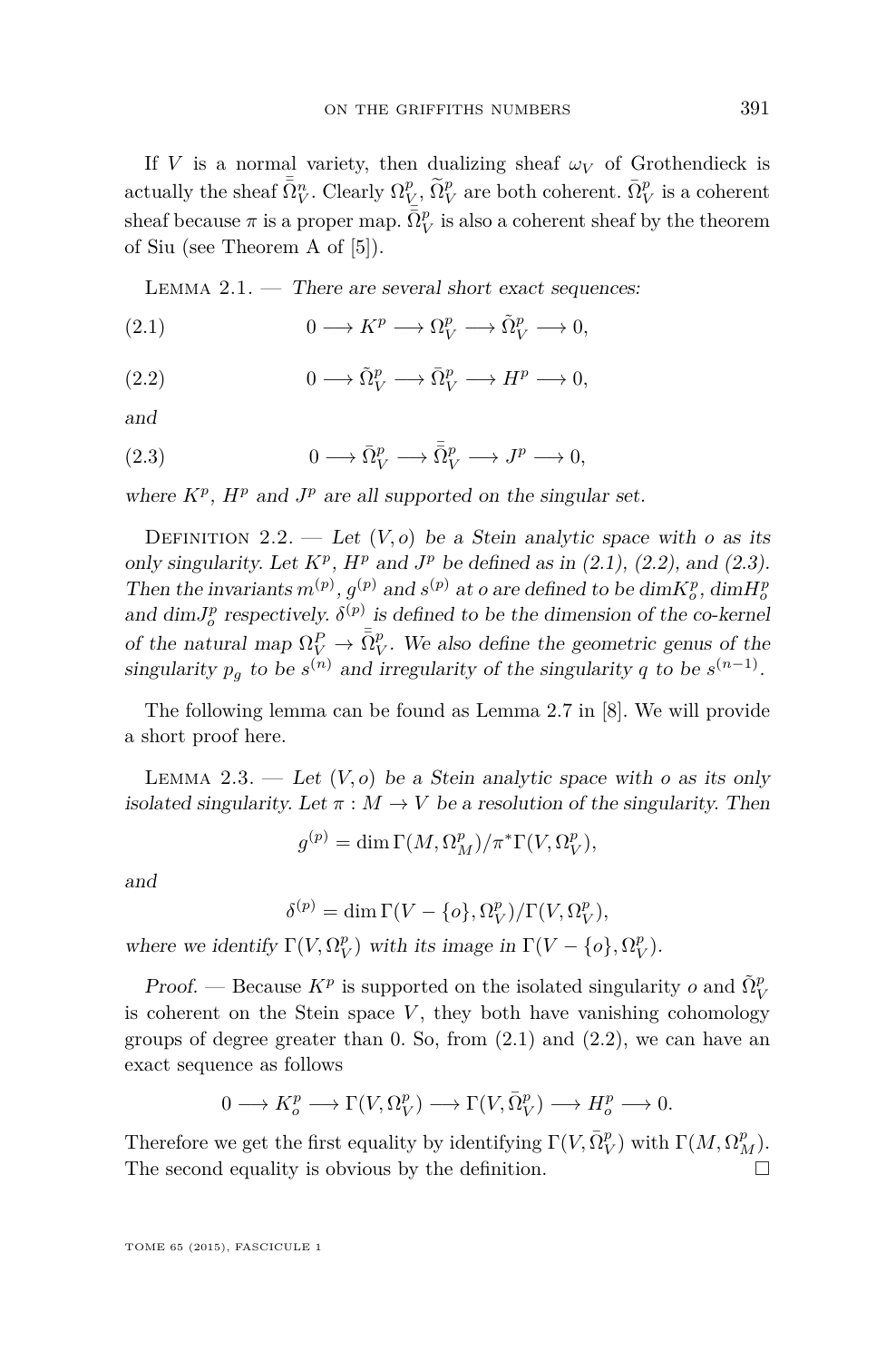If $V$ is a normal variety, then dualizing sheaf $\omega_V$ of Grothendieck is actually the sheaf $\bar{\bar{\Omega}}_V^n$. Clearly $\Omega_V^p$, $\tilde{\Omega}_V^p$ are both coherent. $\bar{\Omega}_V^p$ is a coherent sheaf because $\pi$ is a proper map. $\bar{\bar{\Omega}}_V^p$ is also a coherent sheaf by the theorem of Siu (see Theorem A of [5]).

Lemma 2.1. — *There are several short exact sequences:*

$$0 \longrightarrow K^p \longrightarrow \Omega_V^p \longrightarrow \tilde{\Omega}_V^p \longrightarrow 0, \tag{2.1}$$

$$0 \longrightarrow \tilde{\Omega}_V^p \longrightarrow \bar{\Omega}_V^p \longrightarrow H^p \longrightarrow 0, \tag{2.2}$$

*and*

$$0 \longrightarrow \bar{\Omega}_V^p \longrightarrow \bar{\bar{\Omega}}_V^p \longrightarrow J^p \longrightarrow 0, \tag{2.3}$$

*where $K^p$, $H^p$ and $J^p$ are all supported on the singular set.*

Definition 2.2. — *Let $(V, o)$ be a Stein analytic space with $o$ as its only singularity. Let $K^p$, $H^p$ and $J^p$ be defined as in (2.1), (2.2), and (2.3). Then the invariants $m^{(p)}$, $g^{(p)}$ and $s^{(p)}$ at $o$ are defined to be $\dim K_o^p$, $\dim H_o^p$ and $\dim J_o^p$ respectively. $\delta^{(p)}$ is defined to be the dimension of the co-kernel of the natural map $\Omega_V^P \to \bar{\bar{\Omega}}_V^p$. We also define the geometric genus of the singularity $p_g$ to be $s^{(n)}$ and irregularity of the singularity $q$ to be $s^{(n-1)}$.*

The following lemma can be found as Lemma 2.7 in [8]. We will provide a short proof here.

Lemma 2.3. — *Let $(V, o)$ be a Stein analytic space with $o$ as its only isolated singularity. Let $\pi : M \to V$ be a resolution of the singularity. Then*

$$g^{(p)} = \dim \Gamma(M, \Omega_M^p)/\pi^*\Gamma(V, \Omega_V^p),$$

*and*

$$\delta^{(p)} = \dim \Gamma(V - \{o\}, \Omega_V^p)/\Gamma(V, \Omega_V^p),$$

*where we identify $\Gamma(V, \Omega_V^p)$ with its image in $\Gamma(V - \{o\}, \Omega_V^p)$.*

*Proof.* — Because $K^p$ is supported on the isolated singularity $o$ and $\tilde{\Omega}_V^p$ is coherent on the Stein space $V$, they both have vanishing cohomology groups of degree greater than 0. So, from (2.1) and (2.2), we can have an exact sequence as follows

$$0 \longrightarrow K_o^p \longrightarrow \Gamma(V, \Omega_V^p) \longrightarrow \Gamma(V, \bar{\Omega}_V^p) \longrightarrow H_o^p \longrightarrow 0.$$

Therefore we get the first equality by identifying $\Gamma(V, \bar{\Omega}_V^p)$ with $\Gamma(M, \Omega_M^p)$. The second equality is obvious by the definition. □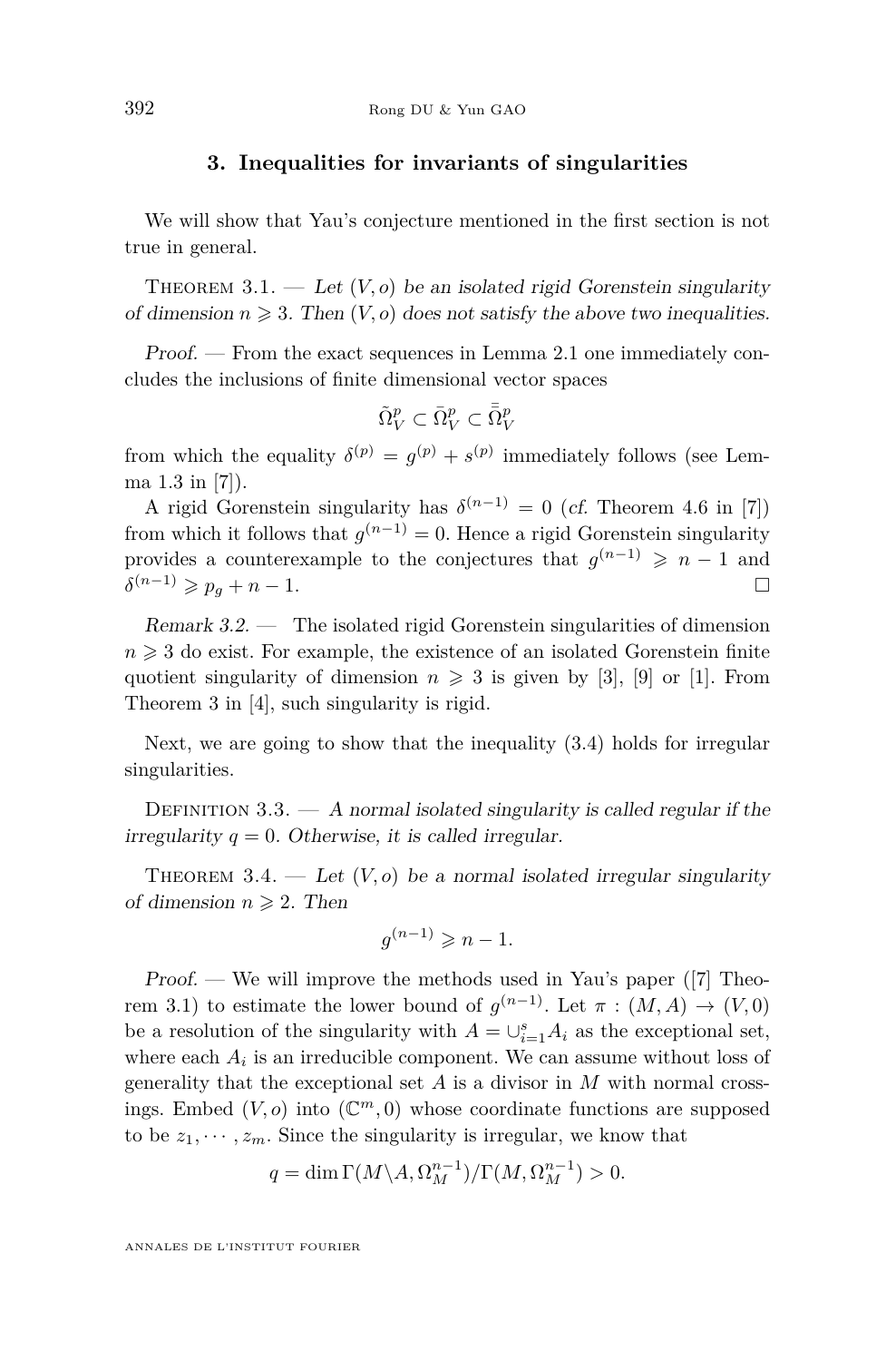## 3. Inequalities for invariants of singularities

We will show that Yau's conjecture mentioned in the first section is not true in general.

Theorem 3.1. — *Let $(V,o)$ be an isolated rigid Gorenstein singularity of dimension $n \geqslant 3$. Then $(V,o)$ does not satisfy the above two inequalities.*

*Proof.* — From the exact sequences in Lemma 2.1 one immediately concludes the inclusions of finite dimensional vector spaces

$$\tilde{\Omega}_V^p \subset \bar{\Omega}_V^p \subset \bar{\bar{\Omega}}_V^p$$

from which the equality $\delta^{(p)} = g^{(p)} + s^{(p)}$ immediately follows (see Lemma 1.3 in [7]).

A rigid Gorenstein singularity has $\delta^{(n-1)} = 0$ (*cf.* Theorem 4.6 in [7]) from which it follows that $g^{(n-1)} = 0$. Hence a rigid Gorenstein singularity provides a counterexample to the conjectures that $g^{(n-1)} \geqslant n-1$ and $\delta^{(n-1)} \geqslant p_g + n - 1$. □

*Remark 3.2.* — The isolated rigid Gorenstein singularities of dimension $n \geqslant 3$ do exist. For example, the existence of an isolated Gorenstein finite quotient singularity of dimension $n \geqslant 3$ is given by [3], [9] or [1]. From Theorem 3 in [4], such singularity is rigid.

Next, we are going to show that the inequality (3.4) holds for irregular singularities.

Definition 3.3. — *A normal isolated singularity is called regular if the irregularity $q = 0$. Otherwise, it is called irregular.*

Theorem 3.4. — *Let $(V,o)$ be a normal isolated irregular singularity of dimension $n \geqslant 2$. Then*

$$g^{(n-1)} \geqslant n-1.$$

*Proof.* — We will improve the methods used in Yau's paper ([7] Theorem 3.1) to estimate the lower bound of $g^{(n-1)}$. Let $\pi : (M,A) \to (V,0)$ be a resolution of the singularity with $A = \cup_{i=1}^{s} A_i$ as the exceptional set, where each $A_i$ is an irreducible component. We can assume without loss of generality that the exceptional set $A$ is a divisor in $M$ with normal crossings. Embed $(V,o)$ into $(\mathbb{C}^m, 0)$ whose coordinate functions are supposed to be $z_1, \cdots, z_m$. Since the singularity is irregular, we know that

$$q = \dim \Gamma(M \backslash A, \Omega_M^{n-1}) / \Gamma(M, \Omega_M^{n-1}) > 0.$$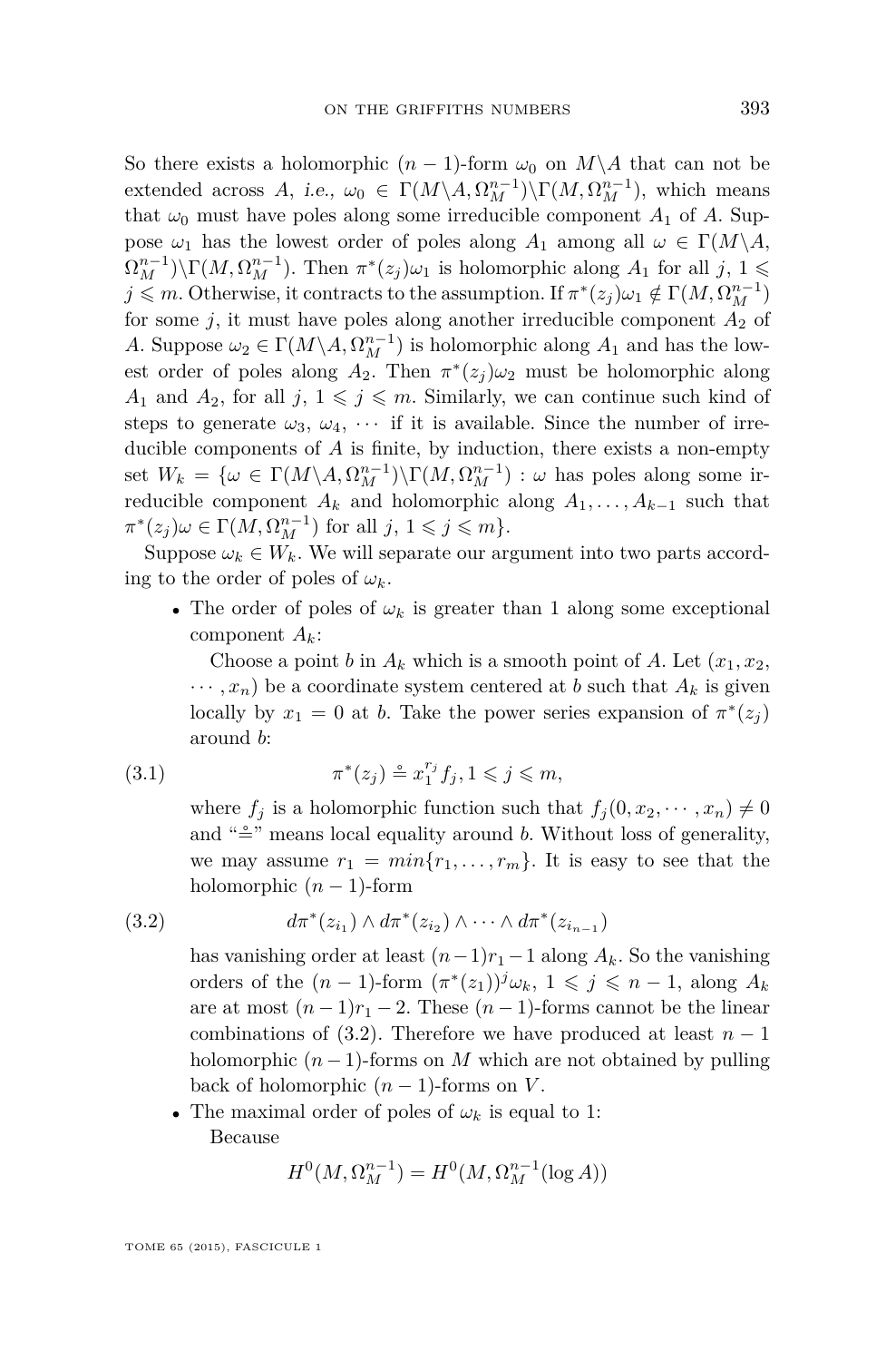So there exists a holomorphic $(n-1)$-form $\omega_0$ on $M\backslash A$ that can not be extended across $A$, *i.e.*, $\omega_0 \in \Gamma(M\backslash A, \Omega_M^{n-1})\backslash\Gamma(M, \Omega_M^{n-1})$, which means that $\omega_0$ must have poles along some irreducible component $A_1$ of $A$. Suppose $\omega_1$ has the lowest order of poles along $A_1$ among all $\omega \in \Gamma(M\backslash A, \Omega_M^{n-1})\backslash\Gamma(M, \Omega_M^{n-1})$. Then $\pi^*(z_j)\omega_1$ is holomorphic along $A_1$ for all $j$, $1 \leqslant j \leqslant m$. Otherwise, it contracts to the assumption. If $\pi^*(z_j)\omega_1 \notin \Gamma(M, \Omega_M^{n-1})$ for some $j$, it must have poles along another irreducible component $A_2$ of $A$. Suppose $\omega_2 \in \Gamma(M\backslash A, \Omega_M^{n-1})$ is holomorphic along $A_1$ and has the lowest order of poles along $A_2$. Then $\pi^*(z_j)\omega_2$ must be holomorphic along $A_1$ and $A_2$, for all $j$, $1 \leqslant j \leqslant m$. Similarly, we can continue such kind of steps to generate $\omega_3$, $\omega_4$, $\cdots$ if it is available. Since the number of irreducible components of $A$ is finite, by induction, there exists a non-empty set $W_k = \{\omega \in \Gamma(M\backslash A, \Omega_M^{n-1})\backslash\Gamma(M, \Omega_M^{n-1}) : \omega$ has poles along some irreducible component $A_k$ and holomorphic along $A_1, \ldots, A_{k-1}$ such that $\pi^*(z_j)\omega \in \Gamma(M, \Omega_M^{n-1})$ for all $j$, $1 \leqslant j \leqslant m\}$.

Suppose $\omega_k \in W_k$. We will separate our argument into two parts according to the order of poles of $\omega_k$.

- The order of poles of $\omega_k$ is greater than 1 along some exceptional component $A_k$:

  Choose a point $b$ in $A_k$ which is a smooth point of $A$. Let $(x_1, x_2, \cdots, x_n)$ be a coordinate system centered at $b$ such that $A_k$ is given locally by $x_1 = 0$ at $b$. Take the power series expansion of $\pi^*(z_j)$ around $b$:

$$\pi^*(z_j) \overset{\circ}{=} x_1^{r_j} f_j, 1 \leqslant j \leqslant m, \tag{3.1}$$

  where $f_j$ is a holomorphic function such that $f_j(0, x_2, \cdots, x_n) \neq 0$ and "$\overset{\circ}{=}$" means local equality around $b$. Without loss of generality, we may assume $r_1 = min\{r_1, \ldots, r_m\}$. It is easy to see that the holomorphic $(n-1)$-form

$$d\pi^*(z_{i_1}) \wedge d\pi^*(z_{i_2}) \wedge \cdots \wedge d\pi^*(z_{i_{n-1}}) \tag{3.2}$$

  has vanishing order at least $(n-1)r_1 - 1$ along $A_k$. So the vanishing orders of the $(n-1)$-form $(\pi^*(z_1))^j\omega_k$, $1 \leqslant j \leqslant n-1$, along $A_k$ are at most $(n-1)r_1 - 2$. These $(n-1)$-forms cannot be the linear combinations of (3.2). Therefore we have produced at least $n-1$ holomorphic $(n-1)$-forms on $M$ which are not obtained by pulling back of holomorphic $(n-1)$-forms on $V$.

- The maximal order of poles of $\omega_k$ is equal to 1:

  Because

$$H^0(M, \Omega_M^{n-1}) = H^0(M, \Omega_M^{n-1}(\log A))$$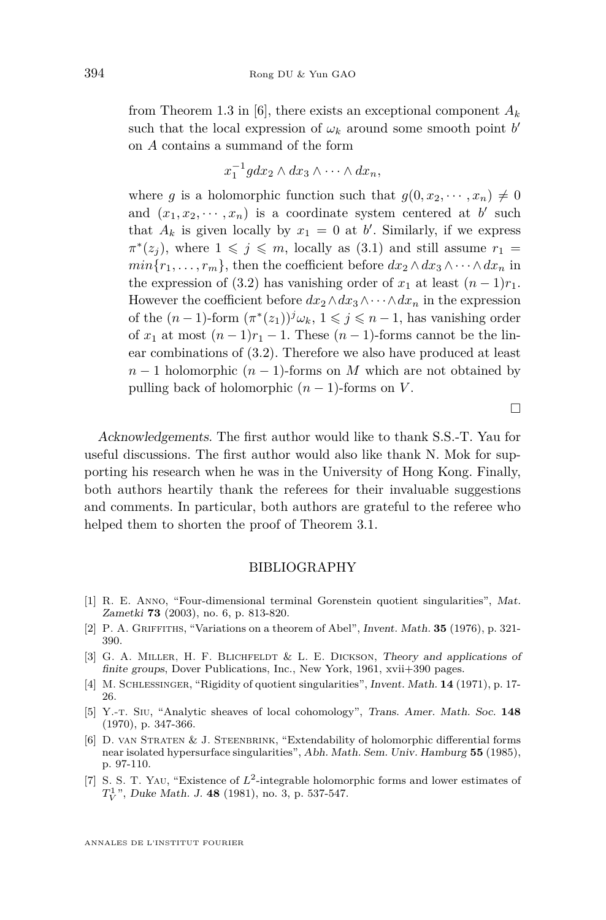from Theorem 1.3 in [6], there exists an exceptional component $A_k$ such that the local expression of $\omega_k$ around some smooth point $b'$ on $A$ contains a summand of the form

$$x_1^{-1} g dx_2 \wedge dx_3 \wedge \cdots \wedge dx_n,$$

where $g$ is a holomorphic function such that $g(0, x_2, \cdots, x_n) \neq 0$ and $(x_1, x_2, \cdots, x_n)$ is a coordinate system centered at $b'$ such that $A_k$ is given locally by $x_1 = 0$ at $b'$. Similarly, if we express $\pi^*(z_j)$, where $1 \leqslant j \leqslant m$, locally as (3.1) and still assume $r_1 = min\{r_1, \ldots, r_m\}$, then the coefficient before $dx_2 \wedge dx_3 \wedge \cdots \wedge dx_n$ in the expression of (3.2) has vanishing order of $x_1$ at least $(n-1)r_1$. However the coefficient before $dx_2 \wedge dx_3 \wedge \cdots \wedge dx_n$ in the expression of the $(n-1)$-form $(\pi^*(z_1))^j \omega_k$, $1 \leqslant j \leqslant n-1$, has vanishing order of $x_1$ at most $(n-1)r_1 - 1$. These $(n-1)$-forms cannot be the linear combinations of (3.2). Therefore we also have produced at least $n-1$ holomorphic $(n-1)$-forms on $M$ which are not obtained by pulling back of holomorphic $(n-1)$-forms on $V$.

□

*Acknowledgements.* The first author would like to thank S.S.-T. Yau for useful discussions. The first author would also like thank N. Mok for supporting his research when he was in the University of Hong Kong. Finally, both authors heartily thank the referees for their invaluable suggestions and comments. In particular, both authors are grateful to the referee who helped them to shorten the proof of Theorem 3.1.

## BIBLIOGRAPHY

[1] R. E. Anno, "Four-dimensional terminal Gorenstein quotient singularities", *Mat. Zametki* **73** (2003), no. 6, p. 813-820.

[2] P. A. Griffiths, "Variations on a theorem of Abel", *Invent. Math.* **35** (1976), p. 321-390.

[3] G. A. Miller, H. F. Blichfeldt & L. E. Dickson, *Theory and applications of finite groups*, Dover Publications, Inc., New York, 1961, xvii+390 pages.

[4] M. Schlessinger, "Rigidity of quotient singularities", *Invent. Math.* **14** (1971), p. 17-26.

[5] Y.-T. Siu, "Analytic sheaves of local cohomology", *Trans. Amer. Math. Soc.* **148** (1970), p. 347-366.

[6] D. van Straten & J. Steenbrink, "Extendability of holomorphic differential forms near isolated hypersurface singularities", *Abh. Math. Sem. Univ. Hamburg* **55** (1985), p. 97-110.

[7] S. S. T. Yau, "Existence of $L^2$-integrable holomorphic forms and lower estimates of $T_V^1$", *Duke Math. J.* **48** (1981), no. 3, p. 537-547.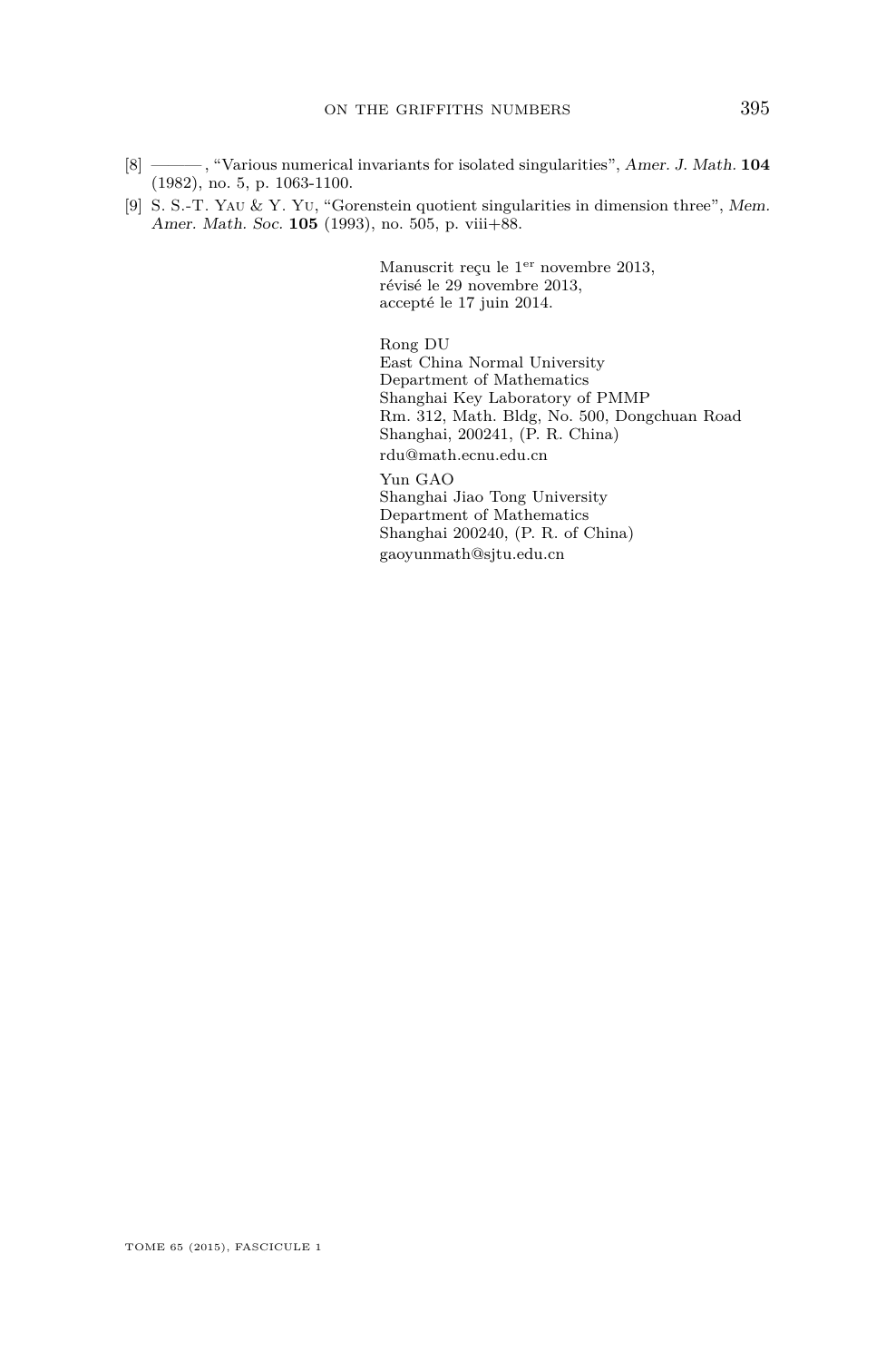[8] ———, "Various numerical invariants for isolated singularities", *Amer. J. Math.* **104** (1982), no. 5, p. 1063-1100.

[9] S. S.-T. Yau & Y. Yu, "Gorenstein quotient singularities in dimension three", *Mem. Amer. Math. Soc.* **105** (1993), no. 505, p. viii+88.

Manuscrit reçu le 1er novembre 2013,
révisé le 29 novembre 2013,
accepté le 17 juin 2014.

Rong DU
East China Normal University
Department of Mathematics
Shanghai Key Laboratory of PMMP
Rm. 312, Math. Bldg, No. 500, Dongchuan Road
Shanghai, 200241, (P. R. China)
rdu@math.ecnu.edu.cn

Yun GAO
Shanghai Jiao Tong University
Department of Mathematics
Shanghai 200240, (P. R. of China)
gaoyunmath@sjtu.edu.cn